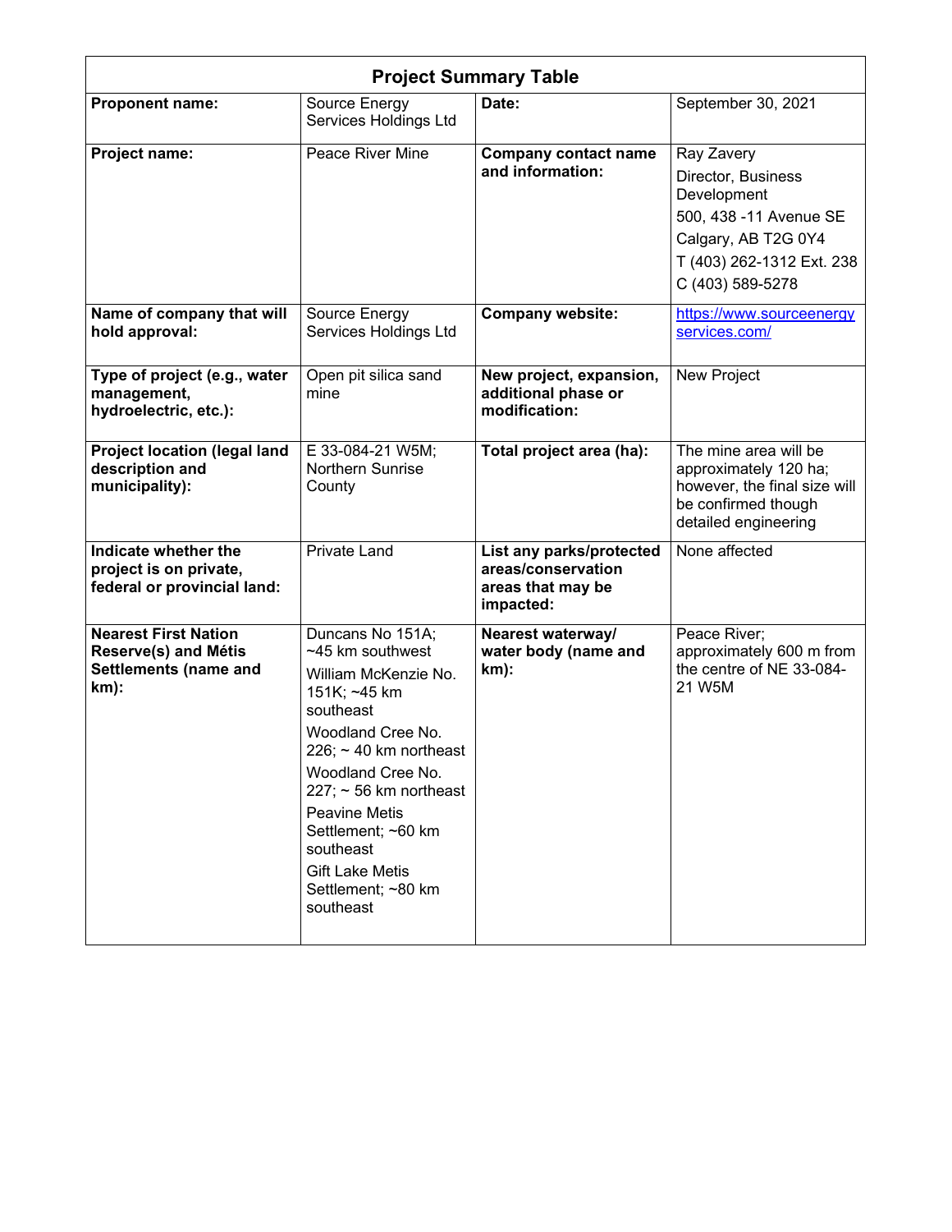| Project Summary Table | | | |
|---|---|---|---|
| **Proponent name:** | Source Energy Services Holdings Ltd | **Date:** | September 30, 2021 |
| **Project name:** | Peace River Mine | **Company contact name and information:** | Ray Zavery<br>Director, Business Development<br>500, 438 -11 Avenue SE<br>Calgary, AB T2G 0Y4<br>T (403) 262-1312 Ext. 238<br>C (403) 589-5278 |
| **Name of company that will hold approval:** | Source Energy Services Holdings Ltd | **Company website:** | [https://www.sourceenergyservices.com/](https://www.sourceenergyservices.com/) |
| **Type of project (e.g., water management, hydroelectric, etc.):** | Open pit silica sand mine | **New project, expansion, additional phase or modification:** | New Project |
| **Project location (legal land description and municipality):** | E 33-084-21 W5M; Northern Sunrise County | **Total project area (ha):** | The mine area will be approximately 120 ha; however, the final size will be confirmed though detailed engineering |
| **Indicate whether the project is on private, federal or provincial land:** | Private Land | **List any parks/protected areas/conservation areas that may be impacted:** | None affected |
| **Nearest First Nation Reserve(s) and Métis Settlements (name and km):** | Duncans No 151A; ~45 km southwest<br>William McKenzie No. 151K; ~45 km southeast<br>Woodland Cree No. 226; ~ 40 km northeast<br>Woodland Cree No. 227; ~ 56 km northeast<br>Peavine Metis Settlement; ~60 km southeast<br>Gift Lake Metis Settlement; ~80 km southeast | **Nearest waterway/ water body (name and km):** | Peace River; approximately 600 m from the centre of NE 33-084-21 W5M |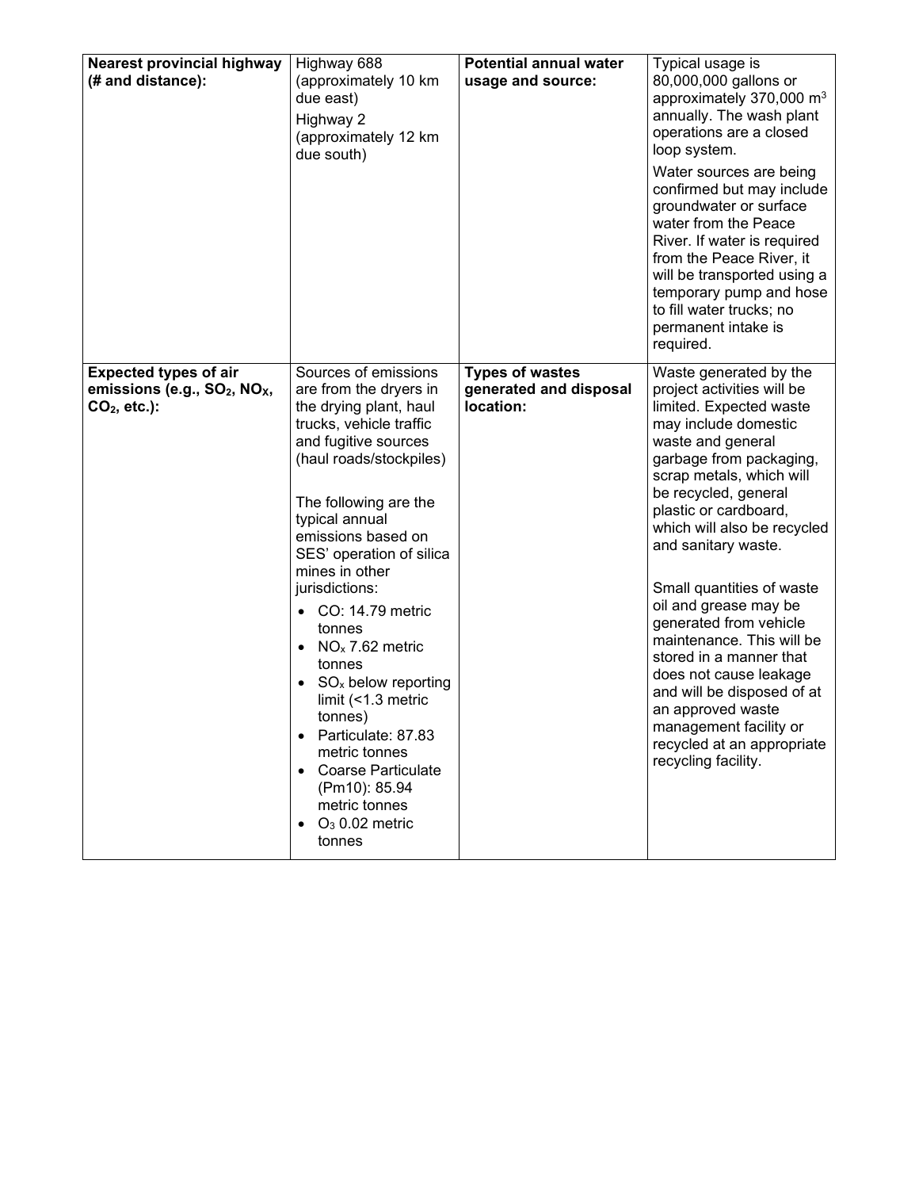| **Nearest provincial highway (# and distance):** | Highway 688 (approximately 10 km due east)<br>Highway 2 (approximately 12 km due south) | **Potential annual water usage and source:** | Typical usage is 80,000,000 gallons or approximately 370,000 $m^3$ annually. The wash plant operations are a closed loop system.<br>Water sources are being confirmed but may include groundwater or surface water from the Peace River. If water is required from the Peace River, it will be transported using a temporary pump and hose to fill water trucks; no permanent intake is required. |
|---|---|---|---|
| **Expected types of air emissions (e.g., $SO_2$, $NO_X$, $CO_2$, etc.):** | Sources of emissions are from the dryers in the drying plant, haul trucks, vehicle traffic and fugitive sources (haul roads/stockpiles)<br><br>The following are the typical annual emissions based on SES' operation of silica mines in other jurisdictions:<br>• CO: 14.79 metric tonnes<br>• $NO_x$ 7.62 metric tonnes<br>• $SO_x$ below reporting limit (<1.3 metric tonnes)<br>• Particulate: 87.83 metric tonnes<br>• Coarse Particulate (Pm10): 85.94 metric tonnes<br>• $O_3$ 0.02 metric tonnes | **Types of wastes generated and disposal location:** | Waste generated by the project activities will be limited. Expected waste may include domestic waste and general garbage from packaging, scrap metals, which will be recycled, general plastic or cardboard, which will also be recycled and sanitary waste.<br><br>Small quantities of waste oil and grease may be generated from vehicle maintenance. This will be stored in a manner that does not cause leakage and will be disposed of at an approved waste management facility or recycled at an appropriate recycling facility. |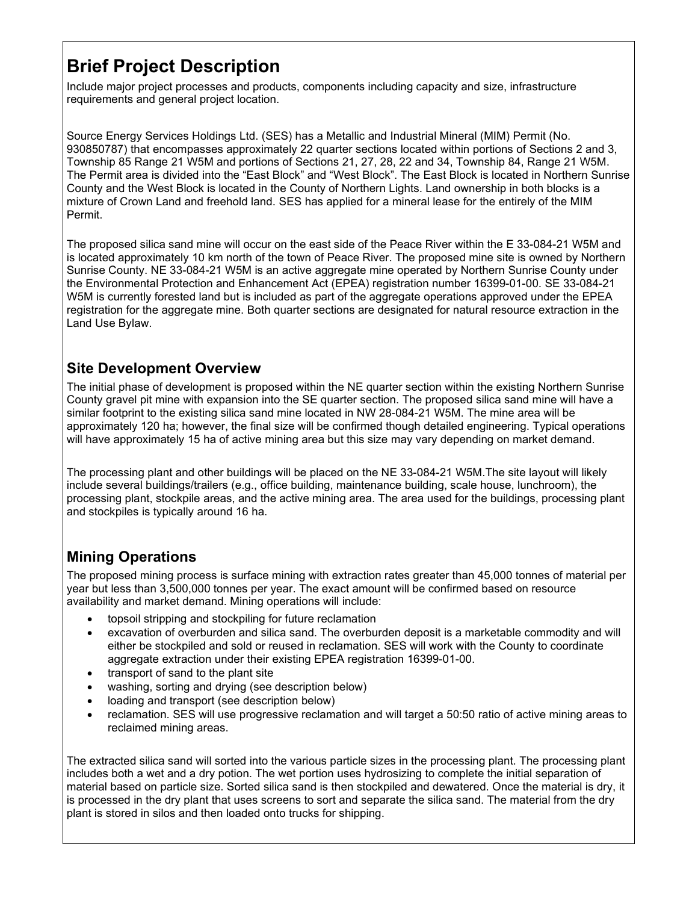# Brief Project Description

Include major project processes and products, components including capacity and size, infrastructure requirements and general project location.

Source Energy Services Holdings Ltd. (SES) has a Metallic and Industrial Mineral (MIM) Permit (No. 930850787) that encompasses approximately 22 quarter sections located within portions of Sections 2 and 3, Township 85 Range 21 W5M and portions of Sections 21, 27, 28, 22 and 34, Township 84, Range 21 W5M. The Permit area is divided into the "East Block" and "West Block". The East Block is located in Northern Sunrise County and the West Block is located in the County of Northern Lights. Land ownership in both blocks is a mixture of Crown Land and freehold land. SES has applied for a mineral lease for the entirely of the MIM Permit.

The proposed silica sand mine will occur on the east side of the Peace River within the E 33-084-21 W5M and is located approximately 10 km north of the town of Peace River. The proposed mine site is owned by Northern Sunrise County. NE 33-084-21 W5M is an active aggregate mine operated by Northern Sunrise County under the Environmental Protection and Enhancement Act (EPEA) registration number 16399-01-00. SE 33-084-21 W5M is currently forested land but is included as part of the aggregate operations approved under the EPEA registration for the aggregate mine. Both quarter sections are designated for natural resource extraction in the Land Use Bylaw.

## Site Development Overview

The initial phase of development is proposed within the NE quarter section within the existing Northern Sunrise County gravel pit mine with expansion into the SE quarter section. The proposed silica sand mine will have a similar footprint to the existing silica sand mine located in NW 28-084-21 W5M. The mine area will be approximately 120 ha; however, the final size will be confirmed though detailed engineering. Typical operations will have approximately 15 ha of active mining area but this size may vary depending on market demand.

The processing plant and other buildings will be placed on the NE 33-084-21 W5M.The site layout will likely include several buildings/trailers (e.g., office building, maintenance building, scale house, lunchroom), the processing plant, stockpile areas, and the active mining area. The area used for the buildings, processing plant and stockpiles is typically around 16 ha.

## Mining Operations

The proposed mining process is surface mining with extraction rates greater than 45,000 tonnes of material per year but less than 3,500,000 tonnes per year. The exact amount will be confirmed based on resource availability and market demand. Mining operations will include:

- topsoil stripping and stockpiling for future reclamation
- excavation of overburden and silica sand. The overburden deposit is a marketable commodity and will either be stockpiled and sold or reused in reclamation. SES will work with the County to coordinate aggregate extraction under their existing EPEA registration 16399-01-00.
- transport of sand to the plant site
- washing, sorting and drying (see description below)
- loading and transport (see description below)
- reclamation. SES will use progressive reclamation and will target a 50:50 ratio of active mining areas to reclaimed mining areas.

The extracted silica sand will sorted into the various particle sizes in the processing plant. The processing plant includes both a wet and a dry potion. The wet portion uses hydrosizing to complete the initial separation of material based on particle size. Sorted silica sand is then stockpiled and dewatered. Once the material is dry, it is processed in the dry plant that uses screens to sort and separate the silica sand. The material from the dry plant is stored in silos and then loaded onto trucks for shipping.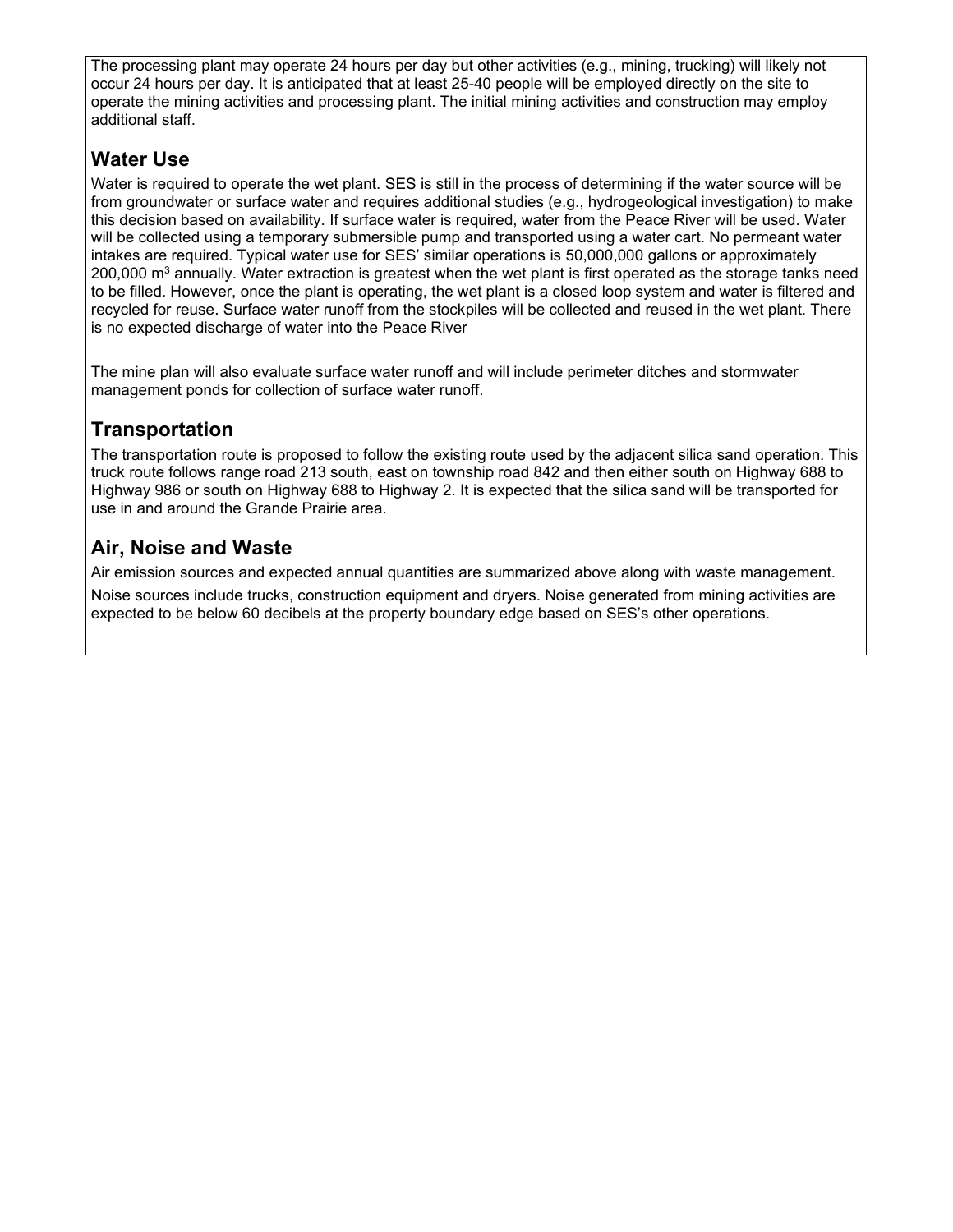The processing plant may operate 24 hours per day but other activities (e.g., mining, trucking) will likely not occur 24 hours per day. It is anticipated that at least 25-40 people will be employed directly on the site to operate the mining activities and processing plant. The initial mining activities and construction may employ additional staff.

## Water Use

Water is required to operate the wet plant. SES is still in the process of determining if the water source will be from groundwater or surface water and requires additional studies (e.g., hydrogeological investigation) to make this decision based on availability. If surface water is required, water from the Peace River will be used. Water will be collected using a temporary submersible pump and transported using a water cart. No permeant water intakes are required. Typical water use for SES' similar operations is 50,000,000 gallons or approximately 200,000 $m^3$ annually. Water extraction is greatest when the wet plant is first operated as the storage tanks need to be filled. However, once the plant is operating, the wet plant is a closed loop system and water is filtered and recycled for reuse. Surface water runoff from the stockpiles will be collected and reused in the wet plant. There is no expected discharge of water into the Peace River

The mine plan will also evaluate surface water runoff and will include perimeter ditches and stormwater management ponds for collection of surface water runoff.

## Transportation

The transportation route is proposed to follow the existing route used by the adjacent silica sand operation. This truck route follows range road 213 south, east on township road 842 and then either south on Highway 688 to Highway 986 or south on Highway 688 to Highway 2. It is expected that the silica sand will be transported for use in and around the Grande Prairie area.

## Air, Noise and Waste

Air emission sources and expected annual quantities are summarized above along with waste management.

Noise sources include trucks, construction equipment and dryers. Noise generated from mining activities are expected to be below 60 decibels at the property boundary edge based on SES's other operations.